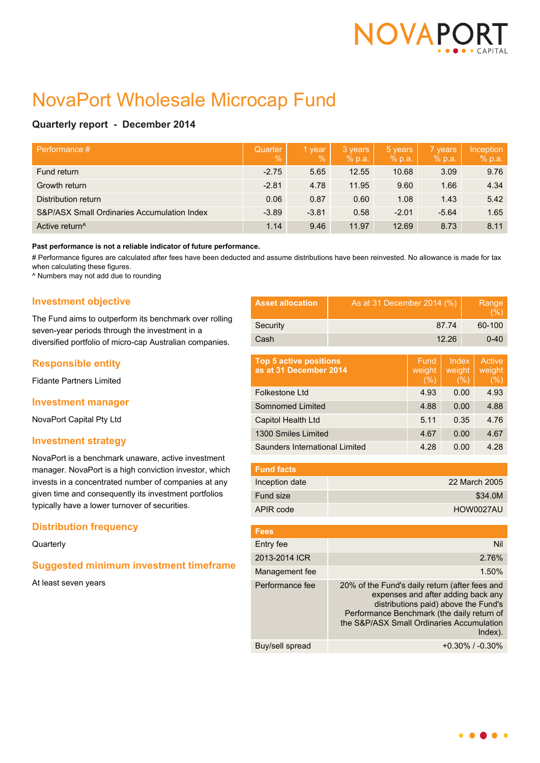# NovaPort Wholesale Microcap Fund

### Quarterly report - December 2014

| Performance # | Quarter % | 1 year % | 3 years % p.a. | 5 years % p.a. | 7 years % p.a. | Inception % p.a. |
|---|---|---|---|---|---|---|
| Fund return | -2.75 | 5.65 | 12.55 | 10.68 | 3.09 | 9.76 |
| Growth return | -2.81 | 4.78 | 11.95 | 9.60 | 1.66 | 4.34 |
| Distribution return | 0.06 | 0.87 | 0.60 | 1.08 | 1.43 | 5.42 |
| S&P/ASX Small Ordinaries Accumulation Index | -3.89 | -3.81 | 0.58 | -2.01 | -5.64 | 1.65 |
| Active return^ | 1.14 | 9.46 | 11.97 | 12.69 | 8.73 | 8.11 |

**Past performance is not a reliable indicator of future performance.**

# Performance figures are calculated after fees have been deducted and assume distributions have been reinvested. No allowance is made for tax when calculating these figures.

^ Numbers may not add due to rounding

## Investment objective

The Fund aims to outperform its benchmark over rolling seven-year periods through the investment in a diversified portfolio of micro-cap Australian companies.

## Responsible entity

Fidante Partners Limited

## Investment manager

NovaPort Capital Pty Ltd

## Investment strategy

NovaPort is a benchmark unaware, active investment manager. NovaPort is a high conviction investor, which invests in a concentrated number of companies at any given time and consequently its investment portfolios typically have a lower turnover of securities.

## Distribution frequency

Quarterly

## Suggested minimum investment timeframe

At least seven years

| Asset allocation | As at 31 December 2014 (%) | Range (%) |
|---|---|---|
| Security | 87.74 | 60-100 |
| Cash | 12.26 | 0-40 |

| Top 5 active positions as at 31 December 2014 | Fund weight (%) | Index weight (%) | Active weight (%) |
|---|---|---|---|
| Folkestone Ltd | 4.93 | 0.00 | 4.93 |
| Somnomed Limited | 4.88 | 0.00 | 4.88 |
| Capitol Health Ltd | 5.11 | 0.35 | 4.76 |
| 1300 Smiles Limited | 4.67 | 0.00 | 4.67 |
| Saunders International Limited | 4.28 | 0.00 | 4.28 |

| Fund facts | |
|---|---|
| Inception date | 22 March 2005 |
| Fund size | $34.0M |
| APIR code | HOW0027AU |

| Fees | |
|---|---|
| Entry fee | Nil |
| 2013-2014 ICR | 2.76% |
| Management fee | 1.50% |
| Performance fee | 20% of the Fund's daily return (after fees and expenses and after adding back any distributions paid) above the Fund's Performance Benchmark (the daily return of the S&P/ASX Small Ordinaries Accumulation Index). |
| Buy/sell spread | +0.30% / -0.30% |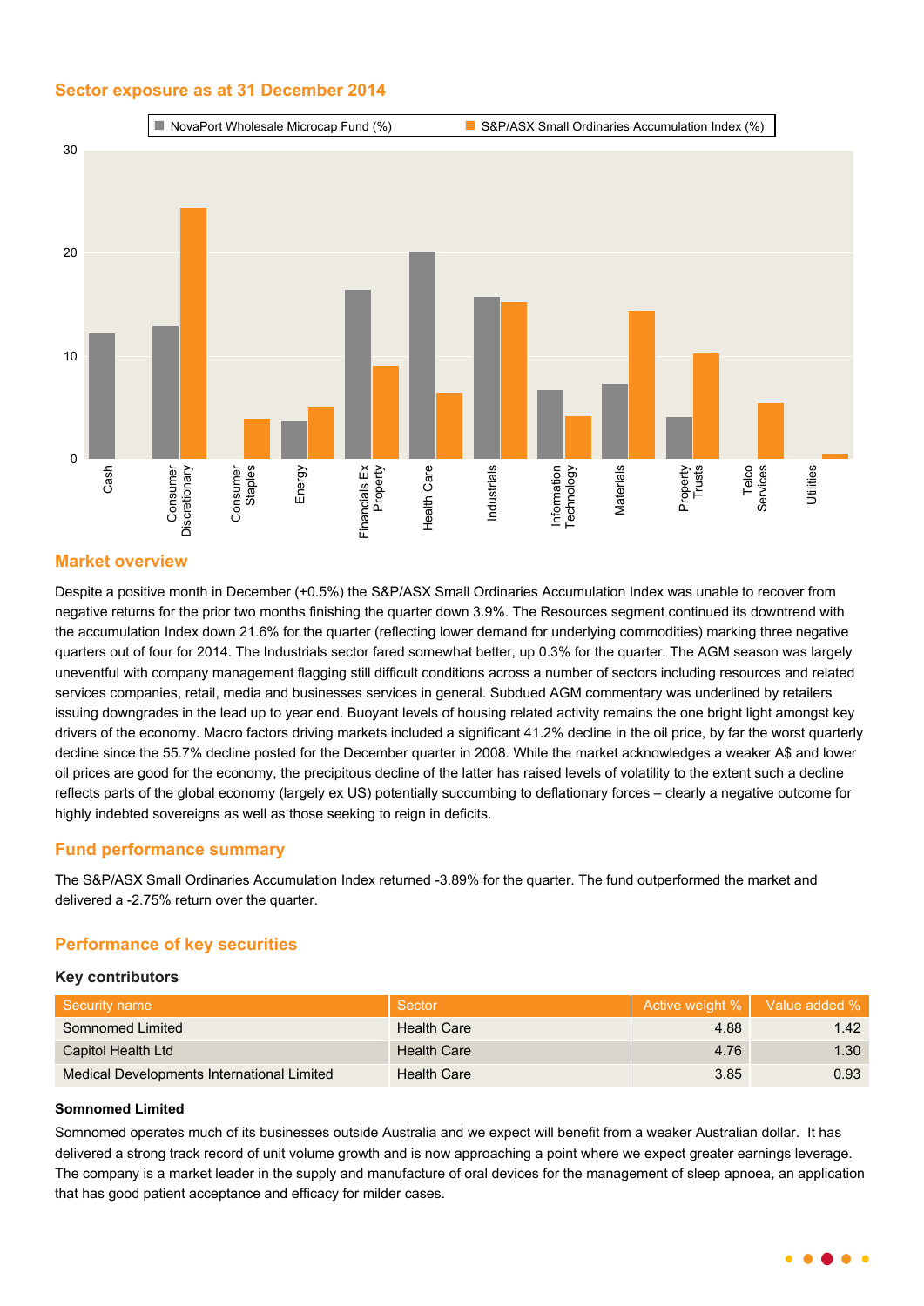## Sector exposure as at 31 December 2014

## Market overview

Despite a positive month in December (+0.5%) the S&P/ASX Small Ordinaries Accumulation Index was unable to recover from negative returns for the prior two months finishing the quarter down 3.9%. The Resources segment continued its downtrend with the accumulation Index down 21.6% for the quarter (reflecting lower demand for underlying commodities) marking three negative quarters out of four for 2014. The Industrials sector fared somewhat better, up 0.3% for the quarter. The AGM season was largely uneventful with company management flagging still difficult conditions across a number of sectors including resources and related services companies, retail, media and businesses services in general. Subdued AGM commentary was underlined by retailers issuing downgrades in the lead up to year end. Buoyant levels of housing related activity remains the one bright light amongst key drivers of the economy. Macro factors driving markets included a significant 41.2% decline in the oil price, by far the worst quarterly decline since the 55.7% decline posted for the December quarter in 2008. While the market acknowledges a weaker A$ and lower oil prices are good for the economy, the precipitous decline of the latter has raised levels of volatility to the extent such a decline reflects parts of the global economy (largely ex US) potentially succumbing to deflationary forces – clearly a negative outcome for highly indebted sovereigns as well as those seeking to reign in deficits.

## Fund performance summary

The S&P/ASX Small Ordinaries Accumulation Index returned -3.89% for the quarter. The fund outperformed the market and delivered a -2.75% return over the quarter.

## Performance of key securities

### Key contributors

| Security name | Sector | Active weight % | Value added % |
|---|---|---|---|
| Somnomed Limited | Health Care | 4.88 | 1.42 |
| Capitol Health Ltd | Health Care | 4.76 | 1.30 |
| Medical Developments International Limited | Health Care | 3.85 | 0.93 |

**Somnomed Limited**

Somnomed operates much of its businesses outside Australia and we expect will benefit from a weaker Australian dollar. It has delivered a strong track record of unit volume growth and is now approaching a point where we expect greater earnings leverage. The company is a market leader in the supply and manufacture of oral devices for the management of sleep apnoea, an application that has good patient acceptance and efficacy for milder cases.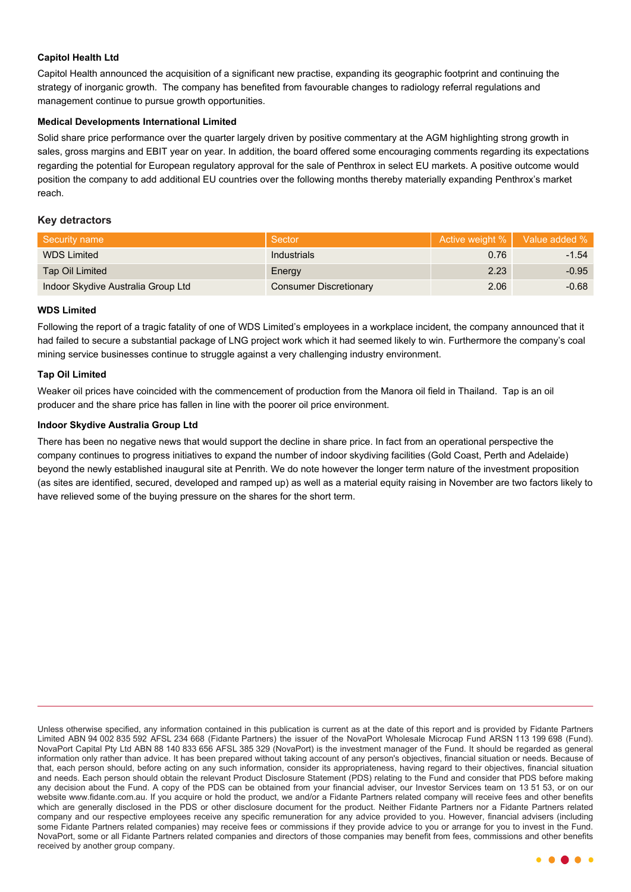**Capitol Health Ltd**

Capitol Health announced the acquisition of a significant new practise, expanding its geographic footprint and continuing the strategy of inorganic growth. The company has benefited from favourable changes to radiology referral regulations and management continue to pursue growth opportunities.

**Medical Developments International Limited**

Solid share price performance over the quarter largely driven by positive commentary at the AGM highlighting strong growth in sales, gross margins and EBIT year on year. In addition, the board offered some encouraging comments regarding its expectations regarding the potential for European regulatory approval for the sale of Penthrox in select EU markets. A positive outcome would position the company to add additional EU countries over the following months thereby materially expanding Penthrox's market reach.

## Key detractors

| Security name | Sector | Active weight % | Value added % |
|---|---|---|---|
| WDS Limited | Industrials | 0.76 | -1.54 |
| Tap Oil Limited | Energy | 2.23 | -0.95 |
| Indoor Skydive Australia Group Ltd | Consumer Discretionary | 2.06 | -0.68 |

**WDS Limited**

Following the report of a tragic fatality of one of WDS Limited's employees in a workplace incident, the company announced that it had failed to secure a substantial package of LNG project work which it had seemed likely to win. Furthermore the company's coal mining service businesses continue to struggle against a very challenging industry environment.

**Tap Oil Limited**

Weaker oil prices have coincided with the commencement of production from the Manora oil field in Thailand. Tap is an oil producer and the share price has fallen in line with the poorer oil price environment.

**Indoor Skydive Australia Group Ltd**

There has been no negative news that would support the decline in share price. In fact from an operational perspective the company continues to progress initiatives to expand the number of indoor skydiving facilities (Gold Coast, Perth and Adelaide) beyond the newly established inaugural site at Penrith. We do note however the longer term nature of the investment proposition (as sites are identified, secured, developed and ramped up) as well as a material equity raising in November are two factors likely to have relieved some of the buying pressure on the shares for the short term.

Unless otherwise specified, any information contained in this publication is current as at the date of this report and is provided by Fidante Partners Limited ABN 94 002 835 592 AFSL 234 668 (Fidante Partners) the issuer of the NovaPort Wholesale Microcap Fund ARSN 113 199 698 (Fund). NovaPort Capital Pty Ltd ABN 88 140 833 656 AFSL 385 329 (NovaPort) is the investment manager of the Fund. It should be regarded as general information only rather than advice. It has been prepared without taking account of any person's objectives, financial situation or needs. Because of that, each person should, before acting on any such information, consider its appropriateness, having regard to their objectives, financial situation and needs. Each person should obtain the relevant Product Disclosure Statement (PDS) relating to the Fund and consider that PDS before making any decision about the Fund. A copy of the PDS can be obtained from your financial adviser, our Investor Services team on 13 51 53, or on our website www.fidante.com.au. If you acquire or hold the product, we and/or a Fidante Partners related company will receive fees and other benefits which are generally disclosed in the PDS or other disclosure document for the product. Neither Fidante Partners nor a Fidante Partners related company and our respective employees receive any specific remuneration for any advice provided to you. However, financial advisers (including some Fidante Partners related companies) may receive fees or commissions if they provide advice to you or arrange for you to invest in the Fund. NovaPort, some or all Fidante Partners related companies and directors of those companies may benefit from fees, commissions and other benefits received by another group company.